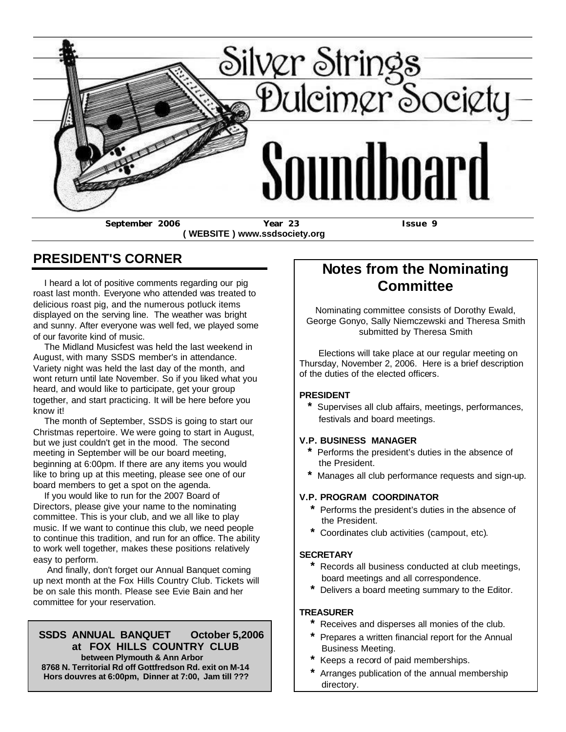# Silver Strings Dulcimer Society

# Soundboard

**September 2006** **Year 23** **Issue 9**

**( WEBSITE ) www.ssdsociety.org**

## PRESIDENT'S CORNER

I heard a lot of positive comments regarding our pig roast last month. Everyone who attended was treated to delicious roast pig, and the numerous potluck items displayed on the serving line. The weather was bright and sunny. After everyone was well fed, we played some of our favorite kind of music.

The Midland Musicfest was held the last weekend in August, with many SSDS member's in attendance. Variety night was held the last day of the month, and wont return until late November. So if you liked what you heard, and would like to participate, get your group together, and start practicing. It will be here before you know it!

The month of September, SSDS is going to start our Christmas repertoire. We were going to start in August, but we just couldn't get in the mood. The second meeting in September will be our board meeting, beginning at 6:00pm. If there are any items you would like to bring up at this meeting, please see one of our board members to get a spot on the agenda.

If you would like to run for the 2007 Board of Directors, please give your name to the nominating committee. This is your club, and we all like to play music. If we want to continue this club, we need people to continue this tradition, and run for an office. The ability to work well together, makes these positions relatively easy to perform.

And finally, don't forget our Annual Banquet coming up next month at the Fox Hills Country Club. Tickets will be on sale this month. Please see Evie Bain and her committee for your reservation.

**SSDS ANNUAL BANQUET October 5,2006**
**at FOX HILLS COUNTRY CLUB**
**between Plymouth & Ann Arbor**
**8768 N. Territorial Rd off Gottfredson Rd. exit on M-14**
**Hors douvres at 6:00pm, Dinner at 7:00, Jam till ???**

## Notes from the Nominating Committee

Nominating committee consists of Dorothy Ewald, George Gonyo, Sally Niemczewski and Theresa Smith
submitted by Theresa Smith

Elections will take place at our regular meeting on Thursday, November 2, 2006. Here is a brief description of the duties of the elected officers.

**PRESIDENT**

- Supervises all club affairs, meetings, performances, festivals and board meetings.

**V.P. BUSINESS MANAGER**

- Performs the president's duties in the absence of the President.
- Manages all club performance requests and sign-up.

**V.P. PROGRAM COORDINATOR**

- Performs the president's duties in the absence of the President.
- Coordinates club activities (campout, etc).

**SECRETARY**

- Records all business conducted at club meetings, board meetings and all correspondence.
- Delivers a board meeting summary to the Editor.

**TREASURER**

- Receives and disperses all monies of the club.
- Prepares a written financial report for the Annual Business Meeting.
- Keeps a record of paid memberships.
- Arranges publication of the annual membership directory.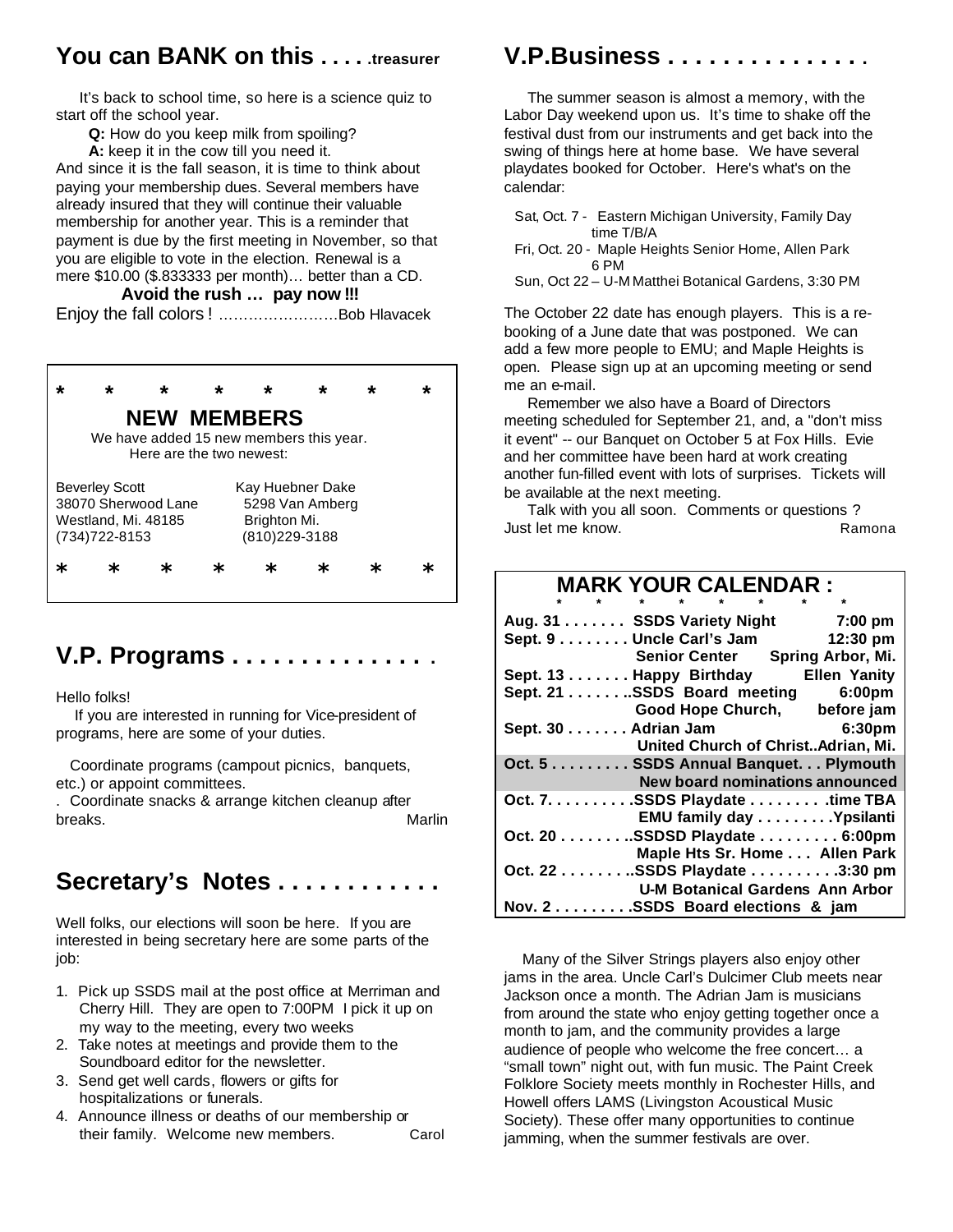## You can BANK on this . . . . .treasurer

It's back to school time, so here is a science quiz to start off the school year.

**Q:** How do you keep milk from spoiling?

**A:** keep it in the cow till you need it.

And since it is the fall season, it is time to think about paying your membership dues. Several members have already insured that they will continue their valuable membership for another year. This is a reminder that payment is due by the first meeting in November, so that you are eligible to vote in the election. Renewal is a mere $10.00 ($.833333 per month)… better than a CD.

**Avoid the rush … pay now !!!**

Enjoy the fall colors ! ……………………Bob Hlavacek

---

\* \* \* \* \* \* \* \*

### NEW MEMBERS

We have added 15 new members this year. Here are the two newest:

| | |
|---|---|
| Beverley Scott | Kay Huebner Dake |
| 38070 Sherwood Lane | 5298 Van Amberg |
| Westland, Mi. 48185 | Brighton Mi. |
| (734)722-8153 | (810)229-3188 |

\* \* \* \* \* \* \* \*

---

## V.P. Programs . . . . . . . . . . . . . . .

Hello folks!

If you are interested in running for Vice-president of programs, here are some of your duties.

Coordinate programs (campout picnics, banquets, etc.) or appoint committees.

. Coordinate snacks & arrange kitchen cleanup after breaks. Marlin

## Secretary's Notes . . . . . . . . . . . .

Well folks, our elections will soon be here. If you are interested in being secretary here are some parts of the job:

1. Pick up SSDS mail at the post office at Merriman and Cherry Hill. They are open to 7:00PM I pick it up on my way to the meeting, every two weeks
2. Take notes at meetings and provide them to the Soundboard editor for the newsletter.
3. Send get well cards, flowers or gifts for hospitalizations or funerals.
4. Announce illness or deaths of our membership or their family. Welcome new members. Carol

## V.P.Business . . . . . . . . . . . . . . .

The summer season is almost a memory, with the Labor Day weekend upon us. It's time to shake off the festival dust from our instruments and get back into the swing of things here at home base. We have several playdates booked for October. Here's what's on the calendar:

Sat, Oct. 7 - Eastern Michigan University, Family Day time T/B/A
Fri, Oct. 20 - Maple Heights Senior Home, Allen Park 6 PM
Sun, Oct 22 – U-M Matthei Botanical Gardens, 3:30 PM

The October 22 date has enough players. This is a re-booking of a June date that was postponed. We can add a few more people to EMU; and Maple Heights is open. Please sign up at an upcoming meeting or send me an e-mail.

Remember we also have a Board of Directors meeting scheduled for September 21, and, a "don't miss it event" -- our Banquet on October 5 at Fox Hills. Evie and her committee have been hard at work creating another fun-filled event with lots of surprises. Tickets will be available at the next meeting.

Talk with you all soon. Comments or questions ? Just let me know. Ramona

### MARK YOUR CALENDAR :

**Aug. 31 . . . . . . . SSDS Variety Night 7:00 pm**
**Sept. 9 . . . . . . . . Uncle Carl's Jam 12:30 pm**
**Senior Center Spring Arbor, Mi.**
**Sept. 13 . . . . . . . Happy Birthday Ellen Yanity**
**Sept. 21 . . . . . . ..SSDS Board meeting 6:00pm**
**Good Hope Church, before jam**
**Sept. 30 . . . . . . . Adrian Jam 6:30pm**
**United Church of Christ..Adrian, Mi.**
**Oct. 5 . . . . . . . . . SSDS Annual Banquet. . . Plymouth**
**New board nominations announced**
**Oct. 7. . . . . . . . . .SSDS Playdate . . . . . . . . .time TBA**
**EMU family day . . . . . . . . .Ypsilanti**
**Oct. 20 . . . . . . . ..SSDSD Playdate . . . . . . . . . 6:00pm**
**Maple Hts Sr. Home . . . Allen Park**
**Oct. 22 . . . . . . . ..SSDS Playdate . . . . . . . . . .3:30 pm**
**U-M Botanical Gardens Ann Arbor**
**Nov. 2 . . . . . . . . .SSDS Board elections & jam**

Many of the Silver Strings players also enjoy other jams in the area. Uncle Carl's Dulcimer Club meets near Jackson once a month. The Adrian Jam is musicians from around the state who enjoy getting together once a month to jam, and the community provides a large audience of people who welcome the free concert… a "small town" night out, with fun music. The Paint Creek Folklore Society meets monthly in Rochester Hills, and Howell offers LAMS (Livingston Acoustical Music Society). These offer many opportunities to continue jamming, when the summer festivals are over.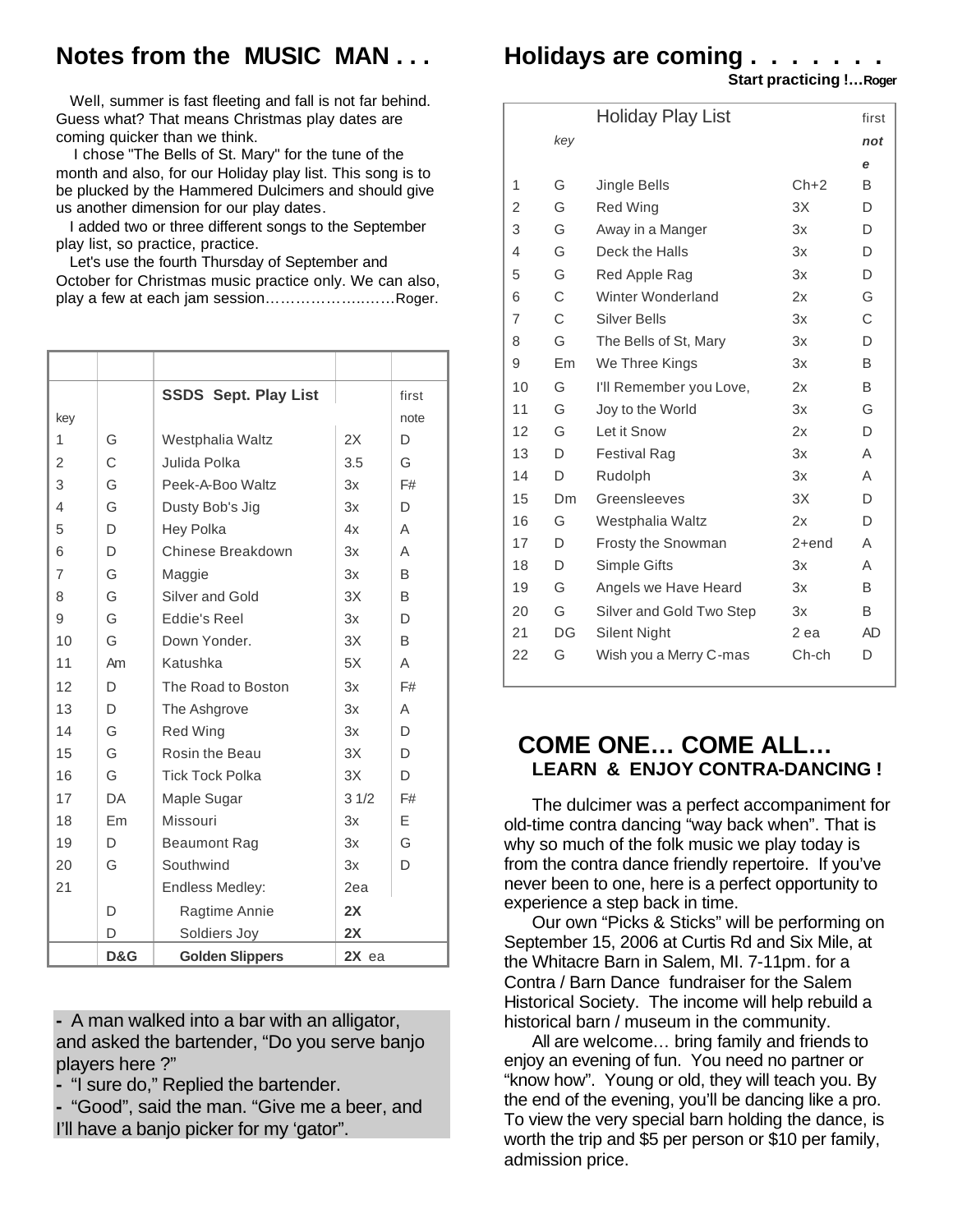## Notes from the MUSIC MAN . . .

Well, summer is fast fleeting and fall is not far behind. Guess what? That means Christmas play dates are coming quicker than we think.

I chose "The Bells of St. Mary" for the tune of the month and also, for our Holiday play list. This song is to be plucked by the Hammered Dulcimers and should give us another dimension for our play dates.

I added two or three different songs to the September play list, so practice, practice.

Let's use the fourth Thursday of September and October for Christmas music practice only. We can also, play a few at each jam session…………………..……Roger.

| key | | SSDS Sept. Play List | | first note |
|---|---|---|---|---|
| 1 | G | Westphalia Waltz | 2X | D |
| 2 | C | Julida Polka | 3.5 | G |
| 3 | G | Peek-A-Boo Waltz | 3x | F# |
| 4 | G | Dusty Bob's Jig | 3x | D |
| 5 | D | Hey Polka | 4x | A |
| 6 | D | Chinese Breakdown | 3x | A |
| 7 | G | Maggie | 3x | B |
| 8 | G | Silver and Gold | 3X | B |
| 9 | G | Eddie's Reel | 3x | D |
| 10 | G | Down Yonder. | 3X | B |
| 11 | Am | Katushka | 5X | A |
| 12 | D | The Road to Boston | 3x | F# |
| 13 | D | The Ashgrove | 3x | A |
| 14 | G | Red Wing | 3x | D |
| 15 | G | Rosin the Beau | 3X | D |
| 16 | G | Tick Tock Polka | 3X | D |
| 17 | DA | Maple Sugar | 3 1/2 | F# |
| 18 | Em | Missouri | 3x | E |
| 19 | D | Beaumont Rag | 3x | G |
| 20 | G | Southwind | 3x | D |
| 21 | | Endless Medley: | 2ea | |
| | D | Ragtime Annie | **2X** | |
| | D | Soldiers Joy | **2X** | |
| | **D&G** | **Golden Slippers** | **2X** ea | |

- A man walked into a bar with an alligator, and asked the bartender, "Do you serve banjo players here ?"
- "I sure do," Replied the bartender.
- "Good", said the man. "Give me a beer, and I'll have a banjo picker for my 'gator".

## Holidays are coming . . . . . . .

**Start practicing !…Roger**

| | *key* | Holiday Play List | | first *note* |
|---|---|---|---|---|
| 1 | G | Jingle Bells | Ch+2 | B |
| 2 | G | Red Wing | 3X | D |
| 3 | G | Away in a Manger | 3x | D |
| 4 | G | Deck the Halls | 3x | D |
| 5 | G | Red Apple Rag | 3x | D |
| 6 | C | Winter Wonderland | 2x | G |
| 7 | C | Silver Bells | 3x | C |
| 8 | G | The Bells of St, Mary | 3x | D |
| 9 | Em | We Three Kings | 3x | B |
| 10 | G | I'll Remember you Love, | 2x | B |
| 11 | G | Joy to the World | 3x | G |
| 12 | G | Let it Snow | 2x | D |
| 13 | D | Festival Rag | 3x | A |
| 14 | D | Rudolph | 3x | A |
| 15 | Dm | Greensleeves | 3X | D |
| 16 | G | Westphalia Waltz | 2x | D |
| 17 | D | Frosty the Snowman | 2+end | A |
| 18 | D | Simple Gifts | 3x | A |
| 19 | G | Angels we Have Heard | 3x | B |
| 20 | G | Silver and Gold Two Step | 3x | B |
| 21 | DG | Silent Night | 2 ea | AD |
| 22 | G | Wish you a Merry C-mas | Ch-ch | D |

## COME ONE… COME ALL…

**LEARN & ENJOY CONTRA-DANCING !**

The dulcimer was a perfect accompaniment for old-time contra dancing "way back when". That is why so much of the folk music we play today is from the contra dance friendly repertoire. If you've never been to one, here is a perfect opportunity to experience a step back in time.

Our own "Picks & Sticks" will be performing on September 15, 2006 at Curtis Rd and Six Mile, at the Whitacre Barn in Salem, MI. 7-11pm. for a Contra / Barn Dance fundraiser for the Salem Historical Society. The income will help rebuild a historical barn / museum in the community.

All are welcome… bring family and friends to enjoy an evening of fun. You need no partner or "know how". Young or old, they will teach you. By the end of the evening, you'll be dancing like a pro. To view the very special barn holding the dance, is worth the trip and $5 per person or $10 per family, admission price.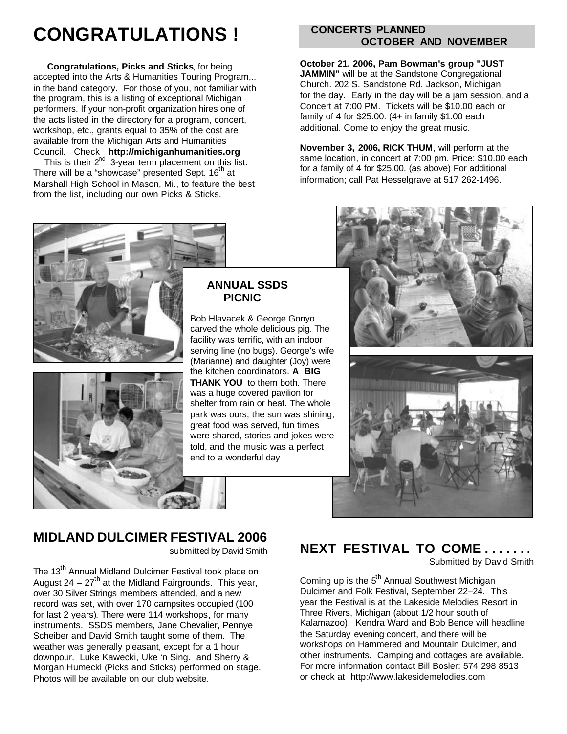# CONGRATULATIONS !

**Congratulations, Picks and Sticks**, for being accepted into the Arts & Humanities Touring Program,.. in the band category. For those of you, not familiar with the program, this is a listing of exceptional Michigan performers. If your non-profit organization hires one of the acts listed in the directory for a program, concert, workshop, etc., grants equal to 35% of the cost are available from the Michigan Arts and Humanities Council. Check **http://michiganhumanities.org**

This is their 2nd 3-year term placement on this list. There will be a "showcase" presented Sept. 16th at Marshall High School in Mason, Mi., to feature the best from the list, including our own Picks & Sticks.

## CONCERTS PLANNED OCTOBER AND NOVEMBER

**October 21, 2006, Pam Bowman's group "JUST JAMMIN"** will be at the Sandstone Congregational Church. 202 S. Sandstone Rd. Jackson, Michigan. for the day. Early in the day will be a jam session, and a Concert at 7:00 PM. Tickets will be $10.00 each or family of 4 for $25.00. (4+ in family $1.00 each additional. Come to enjoy the great music.

**November 3, 2006, RICK THUM**, will perform at the same location, in concert at 7:00 pm. Price: $10.00 each for a family of 4 for $25.00. (as above) For additional information; call Pat Hesselgrave at 517 262-1496.

## ANNUAL SSDS PICNIC

Bob Hlavacek & George Gonyo carved the whole delicious pig. The facility was terrific, with an indoor serving line (no bugs). George's wife (Marianne) and daughter (Joy) were the kitchen coordinators. **A BIG THANK YOU** to them both. There was a huge covered pavilion for shelter from rain or heat. The whole park was ours, the sun was shining, great food was served, fun times were shared, stories and jokes were told, and the music was a perfect end to a wonderful day

## MIDLAND DULCIMER FESTIVAL 2006

submitted by David Smith

The 13th Annual Midland Dulcimer Festival took place on August 24 – 27th at the Midland Fairgrounds. This year, over 30 Silver Strings members attended, and a new record was set, with over 170 campsites occupied (100 for last 2 years). There were 114 workshops, for many instruments. SSDS members, Jane Chevalier, Pennye Scheiber and David Smith taught some of them. The weather was generally pleasant, except for a 1 hour downpour. Luke Kawecki, Uke 'n Sing. and Sherry & Morgan Humecki (Picks and Sticks) performed on stage. Photos will be available on our club website.

## NEXT FESTIVAL TO COME . . . . . . .

Submitted by David Smith

Coming up is the 5th Annual Southwest Michigan Dulcimer and Folk Festival, September 22–24. This year the Festival is at the Lakeside Melodies Resort in Three Rivers, Michigan (about 1/2 hour south of Kalamazoo). Kendra Ward and Bob Bence will headline the Saturday evening concert, and there will be workshops on Hammered and Mountain Dulcimer, and other instruments. Camping and cottages are available. For more information contact Bill Bosler: 574 298 8513 or check at http://www.lakesidemelodies.com